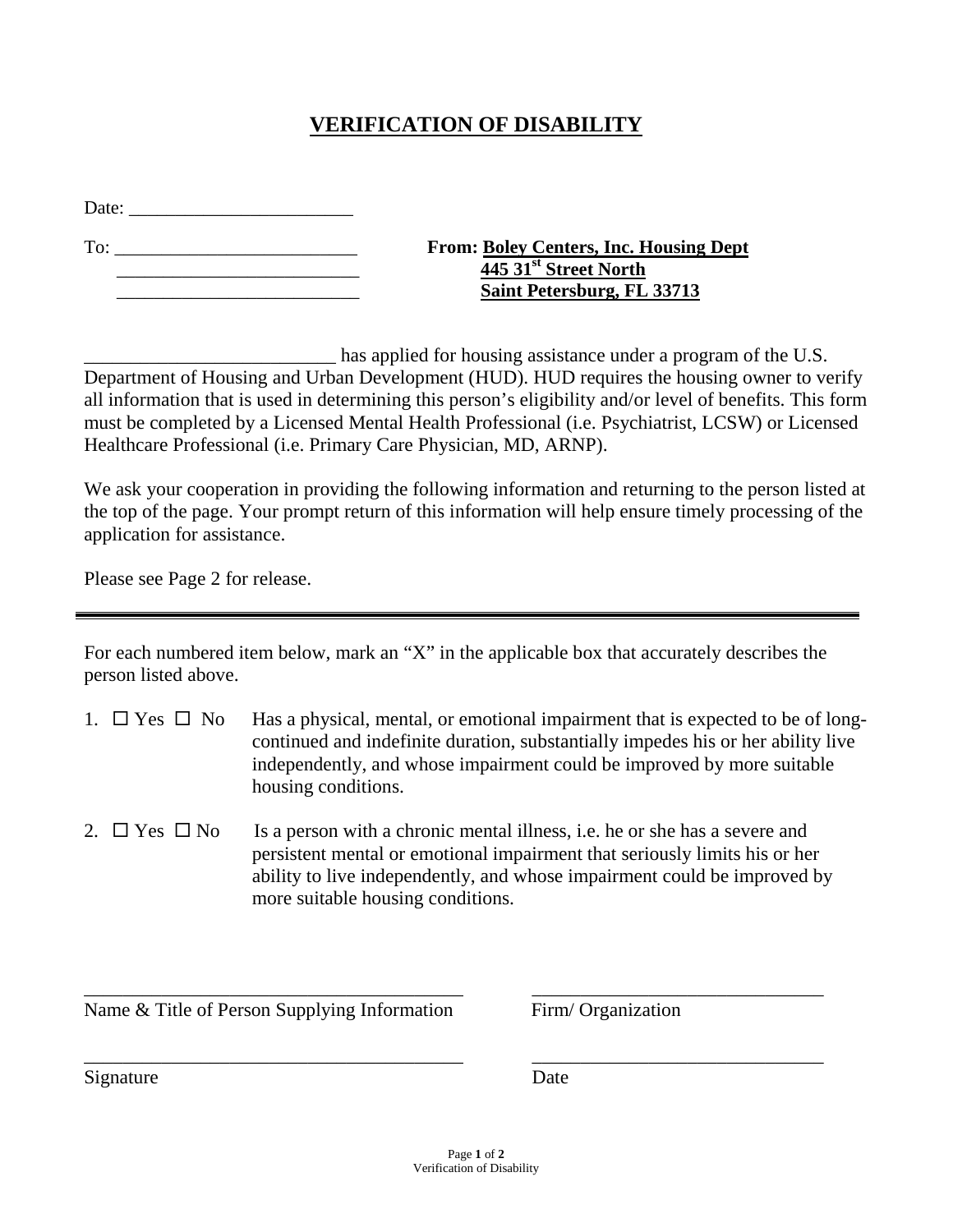# VERIFICATION OF DISABILITY

Date: ________________________

To: __________________________
__________________________
__________________________

**From: Boley Centers, Inc. Housing Dept**
**445 31st Street North**
**Saint Petersburg, FL 33713**

__________________________ has applied for housing assistance under a program of the U.S. Department of Housing and Urban Development (HUD). HUD requires the housing owner to verify all information that is used in determining this person's eligibility and/or level of benefits. This form must be completed by a Licensed Mental Health Professional (i.e. Psychiatrist, LCSW) or Licensed Healthcare Professional (i.e. Primary Care Physician, MD, ARNP).

We ask your cooperation in providing the following information and returning to the person listed at the top of the page. Your prompt return of this information will help ensure timely processing of the application for assistance.

Please see Page 2 for release.

---

For each numbered item below, mark an "X" in the applicable box that accurately describes the person listed above.

1. ☐ Yes ☐ No  Has a physical, mental, or emotional impairment that is expected to be of long-continued and indefinite duration, substantially impedes his or her ability live independently, and whose impairment could be improved by more suitable housing conditions.

2. ☐ Yes ☐ No  Is a person with a chronic mental illness, i.e. he or she has a severe and persistent mental or emotional impairment that seriously limits his or her ability to live independently, and whose impairment could be improved by more suitable housing conditions.

________________________________________  ______________________________
Name & Title of Person Supplying Information  Firm/ Organization

________________________________________  ______________________________
Signature  Date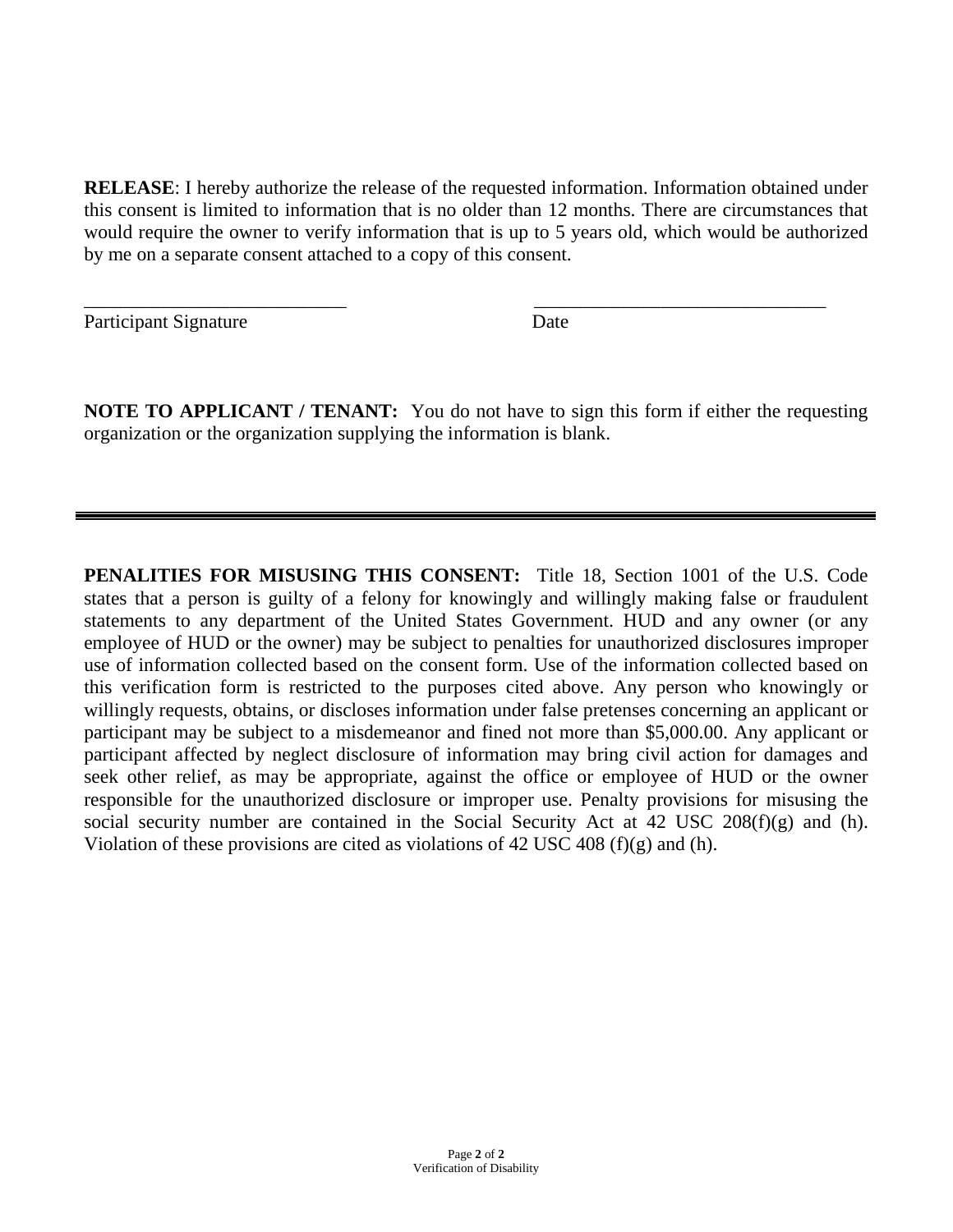**RELEASE**: I hereby authorize the release of the requested information. Information obtained under this consent is limited to information that is no older than 12 months. There are circumstances that would require the owner to verify information that is up to 5 years old, which would be authorized by me on a separate consent attached to a copy of this consent.

___________________________ ______________________________

Participant Signature Date

**NOTE TO APPLICANT / TENANT:** You do not have to sign this form if either the requesting organization or the organization supplying the information is blank.

---

**PENALITIES FOR MISUSING THIS CONSENT:** Title 18, Section 1001 of the U.S. Code states that a person is guilty of a felony for knowingly and willingly making false or fraudulent statements to any department of the United States Government. HUD and any owner (or any employee of HUD or the owner) may be subject to penalties for unauthorized disclosures improper use of information collected based on the consent form. Use of the information collected based on this verification form is restricted to the purposes cited above. Any person who knowingly or willingly requests, obtains, or discloses information under false pretenses concerning an applicant or participant may be subject to a misdemeanor and fined not more than $5,000.00. Any applicant or participant affected by neglect disclosure of information may bring civil action for damages and seek other relief, as may be appropriate, against the office or employee of HUD or the owner responsible for the unauthorized disclosure or improper use. Penalty provisions for misusing the social security number are contained in the Social Security Act at 42 USC 208(f)(g) and (h). Violation of these provisions are cited as violations of 42 USC 408 (f)(g) and (h).